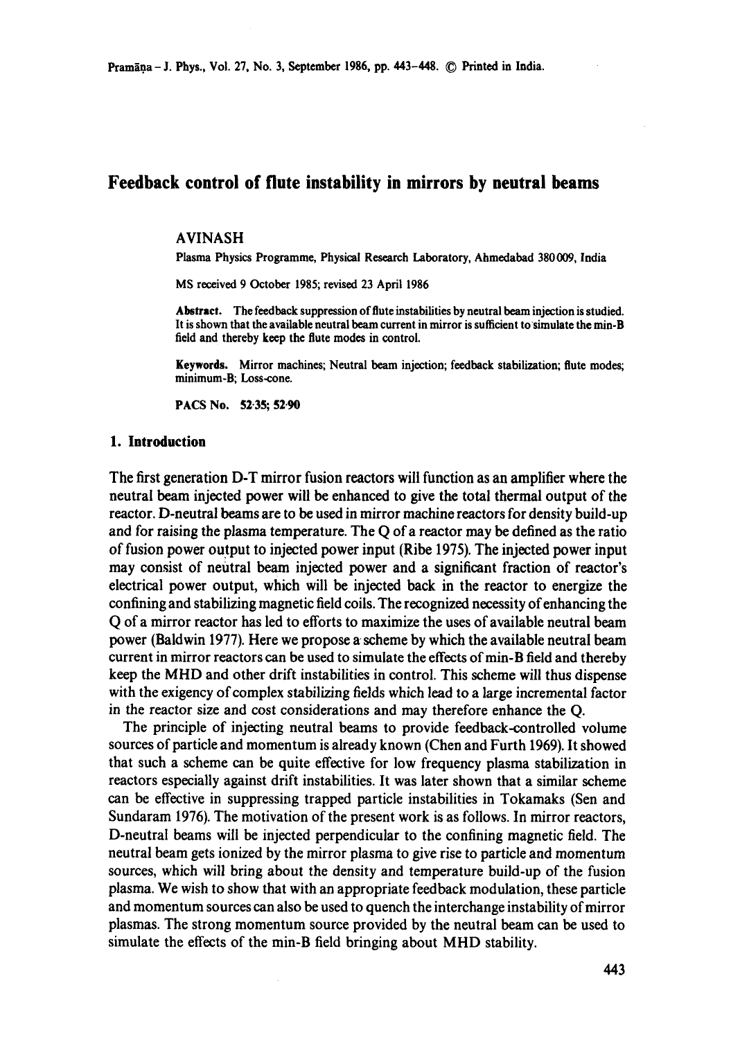# Feedback control of flute instability in mirrors by neutral beams

AVINASH

Plasma Physics Programme, Physical Research Laboratory, Ahmedabad 380009, India

MS received 9 October 1985; revised 23 April 1986

**Abstract.** The feedback suppression of flute instabilities by neutral beam injection is studied. It is shown that the available neutral beam current in mirror is sufficient to simulate the min-B field and thereby keep the flute modes in control.

**Keywords.** Mirror machines; Neutral beam injection; feedback stabilization; flute modes; minimum-B; Loss-cone.

**PACS No.** 52·35; 52·90

## 1. Introduction

The first generation D-T mirror fusion reactors will function as an amplifier where the neutral beam injected power will be enhanced to give the total thermal output of the reactor. D-neutral beams are to be used in mirror machine reactors for density build-up and for raising the plasma temperature. The Q of a reactor may be defined as the ratio of fusion power output to injected power input (Ribe 1975). The injected power input may consist of neutral beam injected power and a significant fraction of reactor's electrical power output, which will be injected back in the reactor to energize the confining and stabilizing magnetic field coils. The recognized necessity of enhancing the Q of a mirror reactor has led to efforts to maximize the uses of available neutral beam power (Baldwin 1977). Here we propose a scheme by which the available neutral beam current in mirror reactors can be used to simulate the effects of min-B field and thereby keep the MHD and other drift instabilities in control. This scheme will thus dispense with the exigency of complex stabilizing fields which lead to a large incremental factor in the reactor size and cost considerations and may therefore enhance the Q.

The principle of injecting neutral beams to provide feedback-controlled volume sources of particle and momentum is already known (Chen and Furth 1969). It showed that such a scheme can be quite effective for low frequency plasma stabilization in reactors especially against drift instabilities. It was later shown that a similar scheme can be effective in suppressing trapped particle instabilities in Tokamaks (Sen and Sundaram 1976). The motivation of the present work is as follows. In mirror reactors, D-neutral beams will be injected perpendicular to the confining magnetic field. The neutral beam gets ionized by the mirror plasma to give rise to particle and momentum sources, which will bring about the density and temperature build-up of the fusion plasma. We wish to show that with an appropriate feedback modulation, these particle and momentum sources can also be used to quench the interchange instability of mirror plasmas. The strong momentum source provided by the neutral beam can be used to simulate the effects of the min-B field bringing about MHD stability.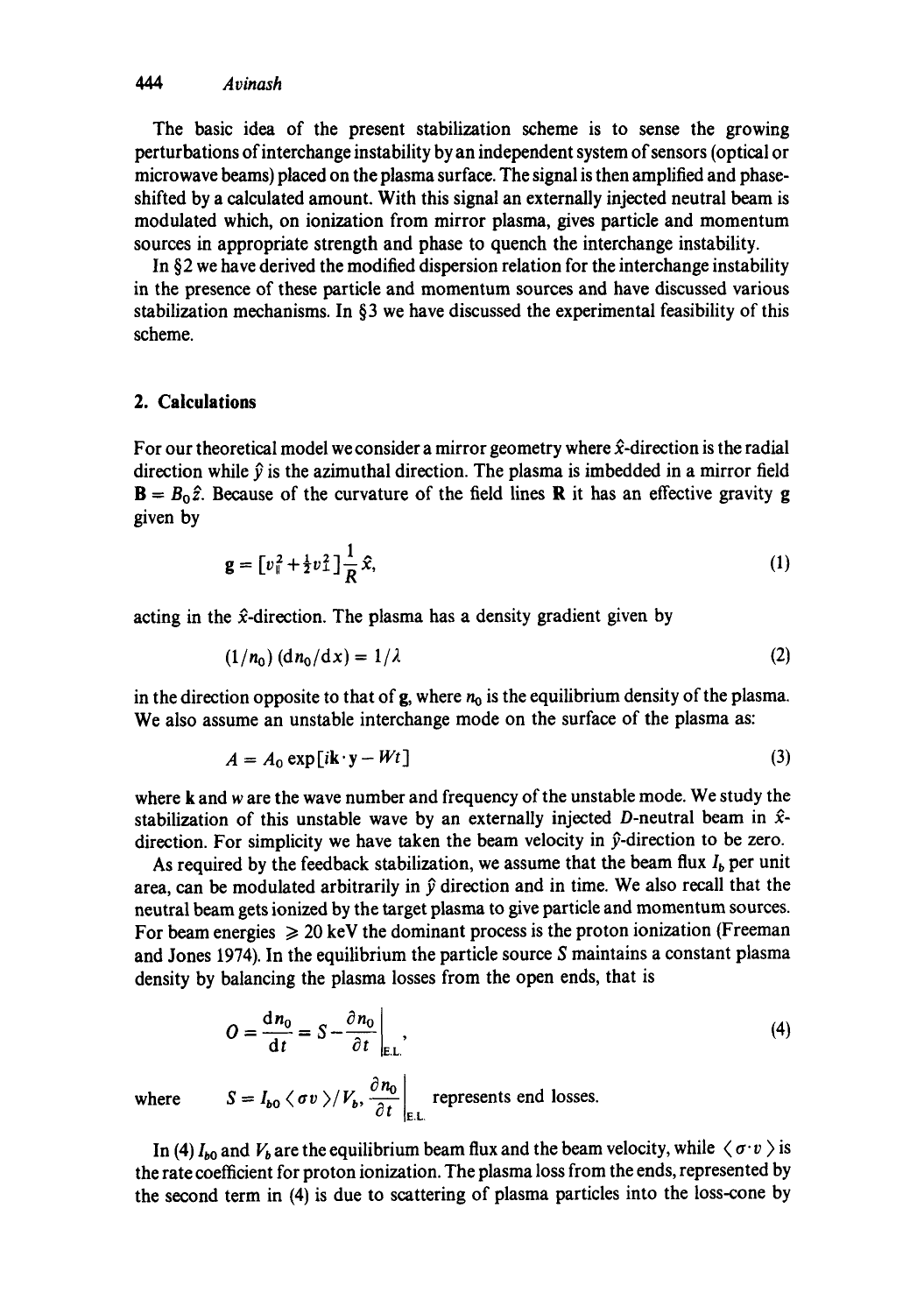The basic idea of the present stabilization scheme is to sense the growing perturbations of interchange instability by an independent system of sensors (optical or microwave beams) placed on the plasma surface. The signal is then amplified and phase-shifted by a calculated amount. With this signal an externally injected neutral beam is modulated which, on ionization from mirror plasma, gives particle and momentum sources in appropriate strength and phase to quench the interchange instability.

In §2 we have derived the modified dispersion relation for the interchange instability in the presence of these particle and momentum sources and have discussed various stabilization mechanisms. In §3 we have discussed the experimental feasibility of this scheme.

## 2. Calculations

For our theoretical model we consider a mirror geometry where $\hat{x}$-direction is the radial direction while $\hat{y}$ is the azimuthal direction. The plasma is imbedded in a mirror field $\mathbf{B} = B_0\hat{z}$. Because of the curvature of the field lines $\mathbf{R}$ it has an effective gravity $\mathbf{g}$ given by

$$\mathbf{g} = [v_\parallel^2 + \tfrac{1}{2}v_\perp^2]\frac{1}{R}\hat{x}, \tag{1}$$

acting in the $\hat{x}$-direction. The plasma has a density gradient given by

$$(1/n_0)(\mathrm{d}n_0/\mathrm{d}x) = 1/\lambda \tag{2}$$

in the direction opposite to that of $\mathbf{g}$, where $n_0$ is the equilibrium density of the plasma. We also assume an unstable interchange mode on the surface of the plasma as:

$$A = A_0 \exp[i\mathbf{k}\cdot\mathbf{y} - Wt] \tag{3}$$

where $\mathbf{k}$ and $w$ are the wave number and frequency of the unstable mode. We study the stabilization of this unstable wave by an externally injected $D$-neutral beam in $\hat{x}$-direction. For simplicity we have taken the beam velocity in $\hat{y}$-direction to be zero.

As required by the feedback stabilization, we assume that the beam flux $I_b$ per unit area, can be modulated arbitrarily in $\hat{y}$ direction and in time. We also recall that the neutral beam gets ionized by the target plasma to give particle and momentum sources. For beam energies $\geqslant 20$ keV the dominant process is the proton ionization (Freeman and Jones 1974). In the equilibrium the particle source $S$ maintains a constant plasma density by balancing the plasma losses from the open ends, that is

$$O = \frac{\mathrm{d}n_0}{\mathrm{d}t} = S - \left.\frac{\partial n_0}{\partial t}\right|_{\mathrm{E.L.}}, \tag{4}$$

where $\quad S = I_{b0}\langle \sigma v \rangle / V_b$, $\left.\dfrac{\partial n_0}{\partial t}\right|_{\mathrm{E.L.}}$ represents end losses.

In (4) $I_{b0}$ and $V_b$ are the equilibrium beam flux and the beam velocity, while $\langle \sigma\cdot v \rangle$ is the rate coefficient for proton ionization. The plasma loss from the ends, represented by the second term in (4) is due to scattering of plasma particles into the loss-cone by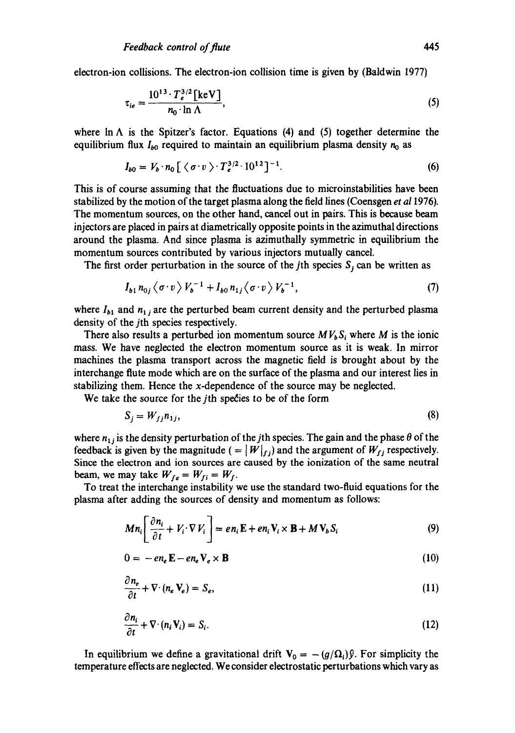electron-ion collisions. The electron-ion collision time is given by (Baldwin 1977)

$$\tau_{ie} = \frac{10^{13} \cdot T_e^{3/2}[\text{keV}]}{n_0 \cdot \ln \Lambda}, \tag{5}$$

where $\ln \Lambda$ is the Spitzer's factor. Equations (4) and (5) together determine the equilibrium flux $I_{b0}$ required to maintain an equilibrium plasma density $n_0$ as

$$I_{b0} = V_b \cdot n_0 [\langle \sigma \cdot v \rangle \cdot T_e^{3/2} \cdot 10^{12}]^{-1}. \tag{6}$$

This is of course assuming that the fluctuations due to microinstabilities have been stabilized by the motion of the target plasma along the field lines (Coensgen *et al* 1976). The momentum sources, on the other hand, cancel out in pairs. This is because beam injectors are placed in pairs at diametrically opposite points in the azimuthal directions around the plasma. And since plasma is azimuthally symmetric in equilibrium the momentum sources contributed by various injectors mutually cancel.

The first order perturbation in the source of the $j$th species $S_j$ can be written as

$$I_{b1} n_{0j} \langle \sigma \cdot v \rangle V_b^{-1} + I_{b0} n_{1j} \langle \sigma \cdot v \rangle V_b^{-1}, \tag{7}$$

where $I_{b1}$ and $n_{1j}$ are the perturbed beam current density and the perturbed plasma density of the $j$th species respectively.

There also results a perturbed ion momentum source $M V_b S_i$ where $M$ is the ionic mass. We have neglected the electron momentum source as it is weak. In mirror machines the plasma transport across the magnetic field is brought about by the interchange flute mode which are on the surface of the plasma and our interest lies in stabilizing them. Hence the $x$-dependence of the source may be neglected.

We take the source for the $j$th species to be of the form

$$S_j = W_{fj} n_{1j}, \tag{8}$$

where $n_{1j}$ is the density perturbation of the $j$th species. The gain and the phase $\theta$ of the feedback is given by the magnitude ($= |W|_{fj}$) and the argument of $W_{fj}$ respectively. Since the electron and ion sources are caused by the ionization of the same neutral beam, we may take $W_{fe} = W_{fi} = W_f$.

To treat the interchange instability we use the standard two-fluid equations for the plasma after adding the sources of density and momentum as follows:

$$M n_i \left[ \frac{\partial n_i}{\partial t} + V_i \cdot \nabla V_i \right] = e n_i \mathbf{E} + e n_i \mathbf{V}_i \times \mathbf{B} + M \mathbf{V}_b S_i \tag{9}$$

$$0 = -e n_e \mathbf{E} - e n_e \mathbf{V}_e \times \mathbf{B} \tag{10}$$

$$\frac{\partial n_e}{\partial t} + \nabla \cdot (n_e \mathbf{V}_e) = S_e, \tag{11}$$

$$\frac{\partial n_i}{\partial t} + \nabla \cdot (n_i \mathbf{V}_i) = S_i. \tag{12}$$

In equilibrium we define a gravitational drift $\mathbf{V}_0 = -(g/\Omega_i)\hat{y}$. For simplicity the temperature effects are neglected. We consider electrostatic perturbations which vary as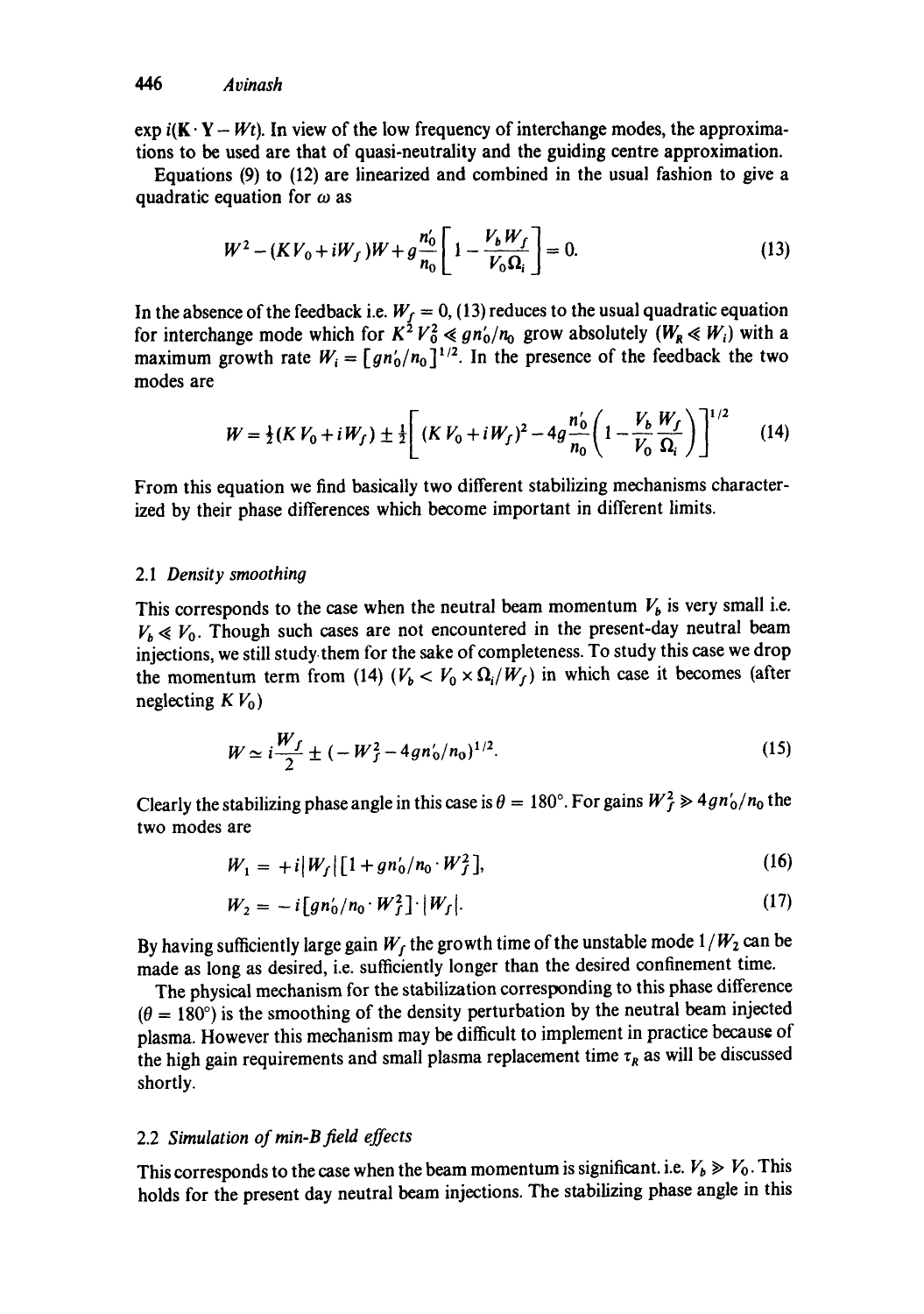$\exp i(\mathbf{K}\cdot\mathbf{Y} - Wt)$. In view of the low frequency of interchange modes, the approximations to be used are that of quasi-neutrality and the guiding centre approximation.

Equations (9) to (12) are linearized and combined in the usual fashion to give a quadratic equation for $\omega$ as

$$W^2 - (KV_0 + iW_f)W + g\frac{n_0'}{n_0}\left[1 - \frac{V_b W_f}{V_0 \Omega_i}\right] = 0. \tag{13}$$

In the absence of the feedback i.e. $W_f = 0$, (13) reduces to the usual quadratic equation for interchange mode which for $K^2 V_0^2 \ll g n_0'/n_0$ grow absolutely ($W_R \ll W_i$) with a maximum growth rate $W_i = [g n_0'/n_0]^{1/2}$. In the presence of the feedback the two modes are

$$W = \tfrac{1}{2}(KV_0 + iW_f) \pm \tfrac{1}{2}\left[(KV_0 + iW_f)^2 - 4g\frac{n_0'}{n_0}\left(1 - \frac{V_b}{V_0}\frac{W_f}{\Omega_i}\right)\right]^{1/2} \tag{14}$$

From this equation we find basically two different stabilizing mechanisms characterized by their phase differences which become important in different limits.

### 2.1 *Density smoothing*

This corresponds to the case when the neutral beam momentum $V_b$ is very small i.e. $V_b \ll V_0$. Though such cases are not encountered in the present-day neutral beam injections, we still study them for the sake of completeness. To study this case we drop the momentum term from (14) ($V_b < V_0 \times \Omega_i/W_f$) in which case it becomes (after neglecting $KV_0$)

$$W \simeq i\frac{W_f}{2} \pm (-W_f^2 - 4g n_0'/n_0)^{1/2}. \tag{15}$$

Clearly the stabilizing phase angle in this case is $\theta = 180°$. For gains $W_f^2 \gg 4g n_0'/n_0$ the two modes are

$$W_1 = +i|W_f|[1 + g n_0'/n_0 \cdot W_f^2], \tag{16}$$

$$W_2 = -i[g n_0'/n_0 \cdot W_f^2]\cdot|W_f|. \tag{17}$$

By having sufficiently large gain $W_f$ the growth time of the unstable mode $1/W_2$ can be made as long as desired, i.e. sufficiently longer than the desired confinement time.

The physical mechanism for the stabilization corresponding to this phase difference ($\theta = 180°$) is the smoothing of the density perturbation by the neutral beam injected plasma. However this mechanism may be difficult to implement in practice because of the high gain requirements and small plasma replacement time $\tau_R$ as will be discussed shortly.

### 2.2 *Simulation of min-B field effects*

This corresponds to the case when the beam momentum is significant. i.e. $V_b \gg V_0$. This holds for the present day neutral beam injections. The stabilizing phase angle in this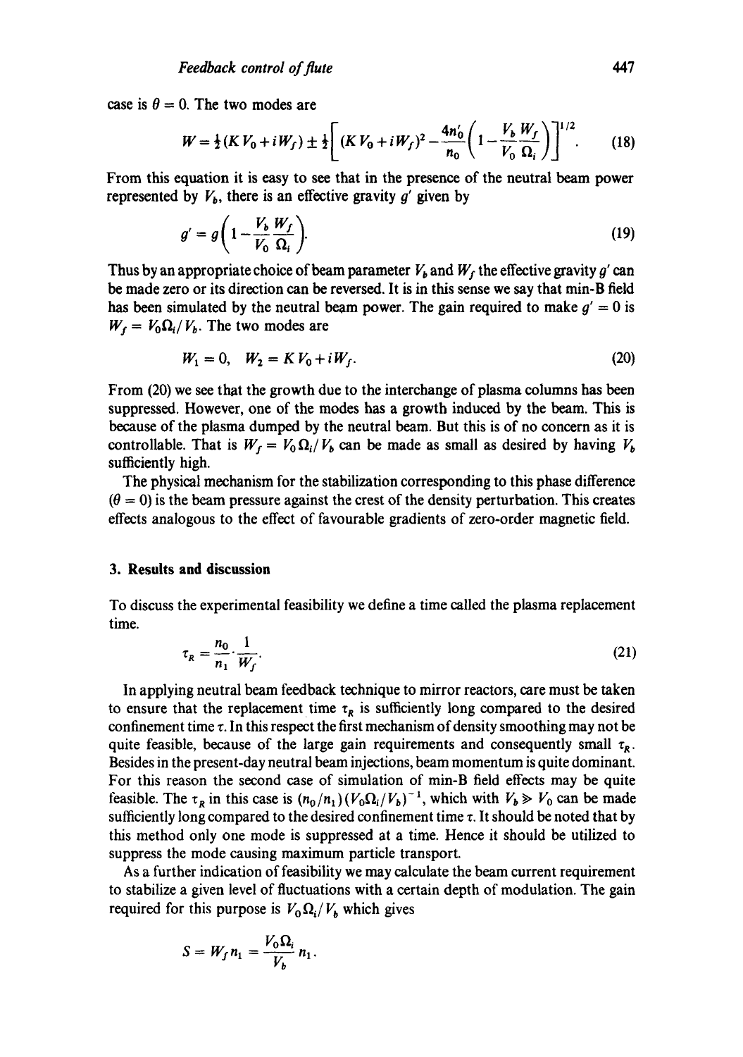case is $\theta = 0$. The two modes are

$$W = \tfrac{1}{2}(KV_0 + iW_f) \pm \tfrac{1}{2}\left[(KV_0 + iW_f)^2 - \frac{4n_0'}{n_0}\left(1 - \frac{V_b}{V_0}\frac{W_f}{\Omega_i}\right)\right]^{1/2}. \tag{18}$$

From this equation it is easy to see that in the presence of the neutral beam power represented by $V_b$, there is an effective gravity $g'$ given by

$$g' = g\left(1 - \frac{V_b}{V_0}\frac{W_f}{\Omega_i}\right). \tag{19}$$

Thus by an appropriate choice of beam parameter $V_b$ and $W_f$ the effective gravity $g'$ can be made zero or its direction can be reversed. It is in this sense we say that min-B field has been simulated by the neutral beam power. The gain required to make $g' = 0$ is $W_f = V_0\Omega_i/V_b$. The two modes are

$$W_1 = 0, \quad W_2 = KV_0 + iW_f. \tag{20}$$

From (20) we see that the growth due to the interchange of plasma columns has been suppressed. However, one of the modes has a growth induced by the beam. This is because of the plasma dumped by the neutral beam. But this is of no concern as it is controllable. That is $W_f = V_0\Omega_i/V_b$ can be made as small as desired by having $V_b$ sufficiently high.

The physical mechanism for the stabilization corresponding to this phase difference ($\theta = 0$) is the beam pressure against the crest of the density perturbation. This creates effects analogous to the effect of favourable gradients of zero-order magnetic field.

## 3. Results and discussion

To discuss the experimental feasibility we define a time called the plasma replacement time.

$$\tau_R = \frac{n_0}{n_1} \cdot \frac{1}{W_f}. \tag{21}$$

In applying neutral beam feedback technique to mirror reactors, care must be taken to ensure that the replacement time $\tau_R$ is sufficiently long compared to the desired confinement time $\tau$. In this respect the first mechanism of density smoothing may not be quite feasible, because of the large gain requirements and consequently small $\tau_R$. Besides in the present-day neutral beam injections, beam momentum is quite dominant. For this reason the second case of simulation of min-B field effects may be quite feasible. The $\tau_R$ in this case is $(n_0/n_1)(V_0\Omega_i/V_b)^{-1}$, which with $V_b \gg V_0$ can be made sufficiently long compared to the desired confinement time $\tau$. It should be noted that by this method only one mode is suppressed at a time. Hence it should be utilized to suppress the mode causing maximum particle transport.

As a further indication of feasibility we may calculate the beam current requirement to stabilize a given level of fluctuations with a certain depth of modulation. The gain required for this purpose is $V_0\Omega_i/V_b$ which gives

$$S = W_f n_1 = \frac{V_0\Omega_i}{V_b} n_1.$$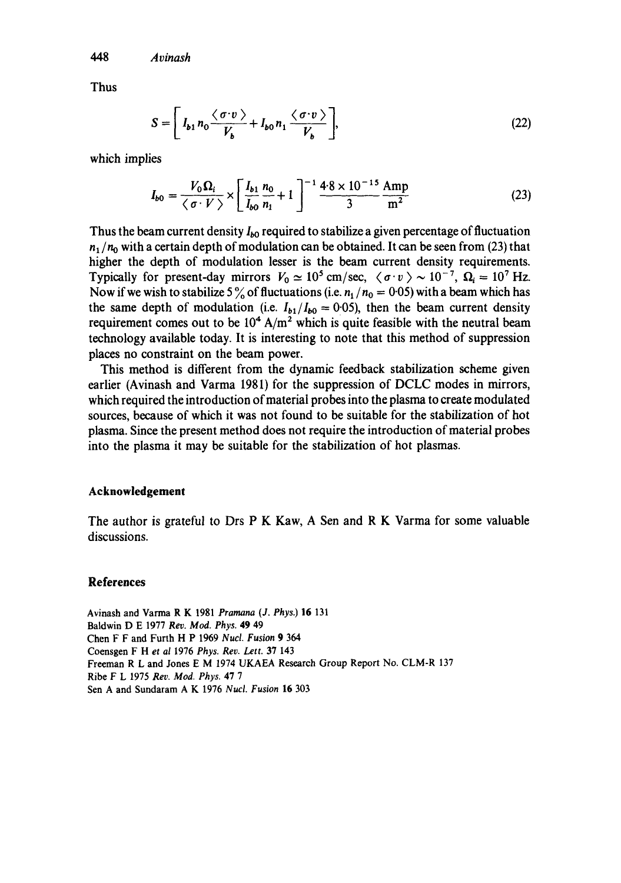Thus

$$S = \left[ I_{b1} n_0 \frac{\langle \sigma \cdot v \rangle}{V_b} + I_{b0} n_1 \frac{\langle \sigma \cdot v \rangle}{V_b} \right], \tag{22}$$

which implies

$$I_{b0} = \frac{V_0 \Omega_i}{\langle \sigma \cdot V \rangle} \times \left[ \frac{I_{b1}}{I_{b0}} \frac{n_0}{n_1} + 1 \right]^{-1} \frac{4 \cdot 8 \times 10^{-15}}{3} \frac{\text{Amp}}{\text{m}^2} \tag{23}$$

Thus the beam current density $I_{b0}$ required to stabilize a given percentage of fluctuation $n_1/n_0$ with a certain depth of modulation can be obtained. It can be seen from (23) that higher the depth of modulation lesser is the beam current density requirements. Typically for present-day mirrors $V_0 \simeq 10^5$ cm/sec, $\langle \sigma \cdot v \rangle \sim 10^{-7}$, $\Omega_i = 10^7$ Hz. Now if we wish to stabilize 5% of fluctuations (i.e. $n_1/n_0 = 0 \cdot 05$) with a beam which has the same depth of modulation (i.e. $I_{b1}/I_{b0} = 0 \cdot 05$), then the beam current density requirement comes out to be $10^4$ A/m$^2$ which is quite feasible with the neutral beam technology available today. It is interesting to note that this method of suppression places no constraint on the beam power.

This method is different from the dynamic feedback stabilization scheme given earlier (Avinash and Varma 1981) for the suppression of DCLC modes in mirrors, which required the introduction of material probes into the plasma to create modulated sources, because of which it was not found to be suitable for the stabilization of hot plasma. Since the present method does not require the introduction of material probes into the plasma it may be suitable for the stabilization of hot plasmas.

## Acknowledgement

The author is grateful to Drs P K Kaw, A Sen and R K Varma for some valuable discussions.

## References

Avinash and Varma R K 1981 *Pramana (J. Phys.)* **16** 131

Baldwin D E 1977 *Rev. Mod. Phys.* **49** 49

Chen F F and Furth H P 1969 *Nucl. Fusion* **9** 364

Coensgen F H *et al* 1976 *Phys. Rev. Lett.* **37** 143

Freeman R L and Jones E M 1974 UKAEA Research Group Report No. CLM-R 137

Ribe F L 1975 *Rev. Mod. Phys.* **47** 7

Sen A and Sundaram A K 1976 *Nucl. Fusion* **16** 303